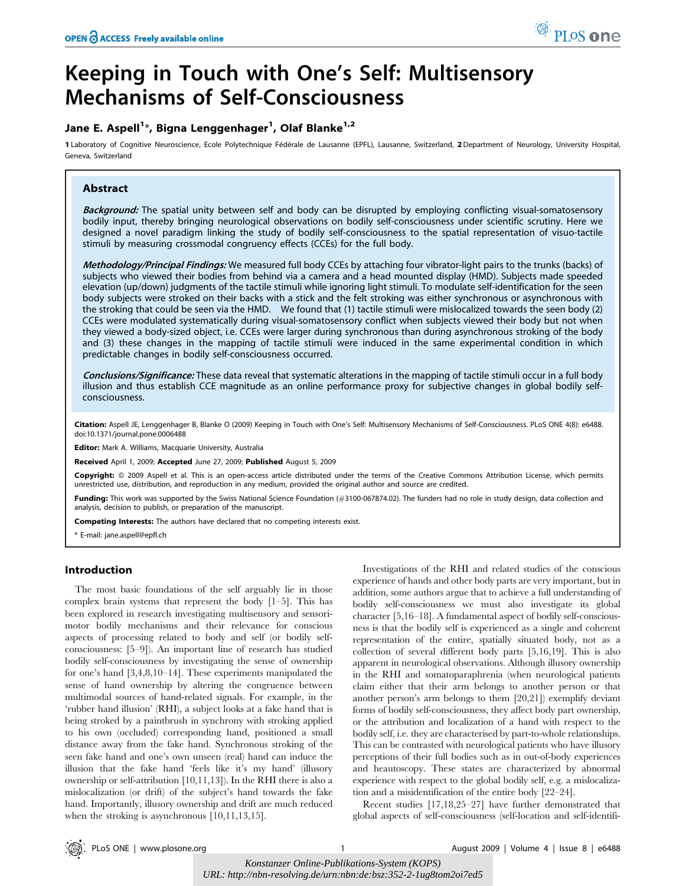# Keeping in Touch with One's Self: Multisensory Mechanisms of Self-Consciousness

**Jane E. Aspell[1]*, Bigna Lenggenhager[1], Olaf Blanke[1,2]**

1 Laboratory of Cognitive Neuroscience, Ecole Polytechnique Fédérale de Lausanne (EPFL), Lausanne, Switzerland, 2 Department of Neurology, University Hospital, Geneva, Switzerland

## Abstract

***Background:*** The spatial unity between self and body can be disrupted by employing conflicting visual-somatosensory bodily input, thereby bringing neurological observations on bodily self-consciousness under scientific scrutiny. Here we designed a novel paradigm linking the study of bodily self-consciousness to the spatial representation of visuo-tactile stimuli by measuring crossmodal congruency effects (CCEs) for the full body.

***Methodology/Principal Findings:*** We measured full body CCEs by attaching four vibrator-light pairs to the trunks (backs) of subjects who viewed their bodies from behind via a camera and a head mounted display (HMD). Subjects made speeded elevation (up/down) judgments of the tactile stimuli while ignoring light stimuli. To modulate self-identification for the seen body subjects were stroked on their backs with a stick and the felt stroking was either synchronous or asynchronous with the stroking that could be seen via the HMD. We found that (1) tactile stimuli were mislocalized towards the seen body (2) CCEs were modulated systematically during visual-somatosensory conflict when subjects viewed their body but not when they viewed a body-sized object, i.e. CCEs were larger during synchronous than during asynchronous stroking of the body and (3) these changes in the mapping of tactile stimuli were induced in the same experimental condition in which predictable changes in bodily self-consciousness occurred.

***Conclusions/Significance:*** These data reveal that systematic alterations in the mapping of tactile stimuli occur in a full body illusion and thus establish CCE magnitude as an online performance proxy for subjective changes in global bodily self-consciousness.

**Citation:** Aspell JE, Lenggenhager B, Blanke O (2009) Keeping in Touch with One's Self: Multisensory Mechanisms of Self-Consciousness. PLoS ONE 4(8): e6488. doi:10.1371/journal.pone.0006488

**Editor:** Mark A. Williams, Macquarie University, Australia

**Received** April 1, 2009; **Accepted** June 27, 2009; **Published** August 5, 2009

**Copyright:** © 2009 Aspell et al. This is an open-access article distributed under the terms of the Creative Commons Attribution License, which permits unrestricted use, distribution, and reproduction in any medium, provided the original author and source are credited.

**Funding:** This work was supported by the Swiss National Science Foundation (#3100-067874.02). The funders had no role in study design, data collection and analysis, decision to publish, or preparation of the manuscript.

**Competing Interests:** The authors have declared that no competing interests exist.

\* E-mail: jane.aspell@epfl.ch

## Introduction

The most basic foundations of the self arguably lie in those complex brain systems that represent the body [1–5]. This has been explored in research investigating multisensory and sensorimotor bodily mechanisms and their relevance for conscious aspects of processing related to body and self (or bodily self-consciousness: [5–9]). An important line of research has studied bodily self-consciousness by investigating the sense of ownership for one's hand [3,4,8,10–14]. These experiments manipulated the sense of hand ownership by altering the congruence between multimodal sources of hand-related signals. For example, in the 'rubber hand illusion' (RHI), a subject looks at a fake hand that is being stroked by a paintbrush in synchrony with stroking applied to his own (occluded) corresponding hand, positioned a small distance away from the fake hand. Synchronous stroking of the seen fake hand and one's own unseen (real) hand can induce the illusion that the fake hand 'feels like it's my hand' (illusory ownership or self-attribution [10,11,13]). In the RHI there is also a mislocalization (or drift) of the subject's hand towards the fake hand. Importantly, illusory ownership and drift are much reduced when the stroking is asynchronous [10,11,13,15].

Investigations of the RHI and related studies of the conscious experience of hands and other body parts are very important, but in addition, some authors argue that to achieve a full understanding of bodily self-consciousness we must also investigate its global character [5,16–18]. A fundamental aspect of bodily self-consciousness is that the bodily self is experienced as a single and coherent representation of the entire, spatially situated body, not as a collection of several different body parts [5,16,19]. This is also apparent in neurological observations. Although illusory ownership in the RHI and somatoparaphrenia (when neurological patients claim either that their arm belongs to another person or that another person's arm belongs to them [20,21]) exemplify deviant forms of bodily self-consciousness, they affect body part ownership, or the attribution and localization of a hand with respect to the bodily self, i.e. they are characterised by part-to-whole relationships. This can be contrasted with neurological patients who have illusory perceptions of their full bodies such as in out-of-body experiences and heautoscopy. These states are characterized by abnormal experience with respect to the global bodily self, e.g. a mislocalization and a misidentification of the entire body [22–24].

Recent studies [17,18,25–27] have further demonstrated that global aspects of self-consciousness (self-location and self-identifi-

Konstanzer Online-Publikations-System (KOPS)
URL: http://nbn-resolving.de/urn:nbn:de:bsz:352-2-1ug8tom2oi7ed5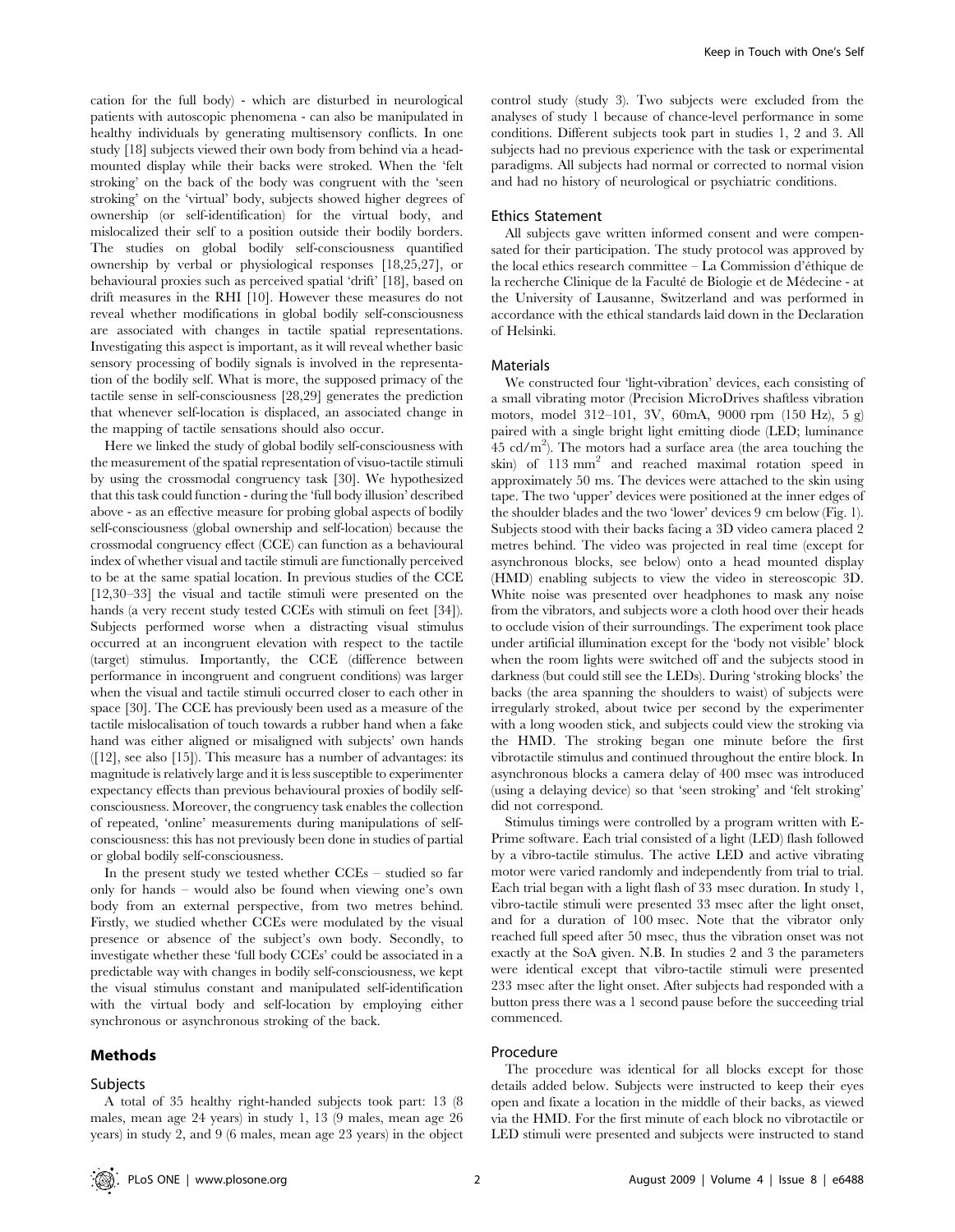cation for the full body) - which are disturbed in neurological patients with autoscopic phenomena - can also be manipulated in healthy individuals by generating multisensory conflicts. In one study [18] subjects viewed their own body from behind via a head-mounted display while their backs were stroked. When the 'felt stroking' on the back of the body was congruent with the 'seen stroking' on the 'virtual' body, subjects showed higher degrees of ownership (or self-identification) for the virtual body, and mislocalized their self to a position outside their bodily borders. The studies on global bodily self-consciousness quantified ownership by verbal or physiological responses [18,25,27], or behavioural proxies such as perceived spatial 'drift' [18], based on drift measures in the RHI [10]. However these measures do not reveal whether modifications in global bodily self-consciousness are associated with changes in tactile spatial representations. Investigating this aspect is important, as it will reveal whether basic sensory processing of bodily signals is involved in the representation of the bodily self. What is more, the supposed primacy of the tactile sense in self-consciousness [28,29] generates the prediction that whenever self-location is displaced, an associated change in the mapping of tactile sensations should also occur.

Here we linked the study of global bodily self-consciousness with the measurement of the spatial representation of visuo-tactile stimuli by using the crossmodal congruency task [30]. We hypothesized that this task could function - during the 'full body illusion' described above - as an effective measure for probing global aspects of bodily self-consciousness (global ownership and self-location) because the crossmodal congruency effect (CCE) can function as a behavioural index of whether visual and tactile stimuli are functionally perceived to be at the same spatial location. In previous studies of the CCE [12,30–33] the visual and tactile stimuli were presented on the hands (a very recent study tested CCEs with stimuli on feet [34]). Subjects performed worse when a distracting visual stimulus occurred at an incongruent elevation with respect to the tactile (target) stimulus. Importantly, the CCE (difference between performance in incongruent and congruent conditions) was larger when the visual and tactile stimuli occurred closer to each other in space [30]. The CCE has previously been used as a measure of the tactile mislocalisation of touch towards a rubber hand when a fake hand was either aligned or misaligned with subjects' own hands ([12], see also [15]). This measure has a number of advantages: its magnitude is relatively large and it is less susceptible to experimenter expectancy effects than previous behavioural proxies of bodily self-consciousness. Moreover, the congruency task enables the collection of repeated, 'online' measurements during manipulations of self-consciousness: this has not previously been done in studies of partial or global bodily self-consciousness.

In the present study we tested whether CCEs – studied so far only for hands – would also be found when viewing one's own body from an external perspective, from two metres behind. Firstly, we studied whether CCEs were modulated by the visual presence or absence of the subject's own body. Secondly, to investigate whether these 'full body CCEs' could be associated in a predictable way with changes in bodily self-consciousness, we kept the visual stimulus constant and manipulated self-identification with the virtual body and self-location by employing either synchronous or asynchronous stroking of the back.

## Methods

### Subjects

A total of 35 healthy right-handed subjects took part: 13 (8 males, mean age 24 years) in study 1, 13 (9 males, mean age 26 years) in study 2, and 9 (6 males, mean age 23 years) in the object control study (study 3). Two subjects were excluded from the analyses of study 1 because of chance-level performance in some conditions. Different subjects took part in studies 1, 2 and 3. All subjects had no previous experience with the task or experimental paradigms. All subjects had normal or corrected to normal vision and had no history of neurological or psychiatric conditions.

### Ethics Statement

All subjects gave written informed consent and were compensated for their participation. The study protocol was approved by the local ethics research committee – La Commission d'éthique de la recherche Clinique de la Faculté de Biologie et de Médecine - at the University of Lausanne, Switzerland and was performed in accordance with the ethical standards laid down in the Declaration of Helsinki.

### Materials

We constructed four 'light-vibration' devices, each consisting of a small vibrating motor (Precision MicroDrives shaftless vibration motors, model 312–101, 3V, 60mA, 9000 rpm (150 Hz), 5 g) paired with a single bright light emitting diode (LED; luminance 45 cd/m$^2$). The motors had a surface area (the area touching the skin) of 113 mm$^2$ and reached maximal rotation speed in approximately 50 ms. The devices were attached to the skin using tape. The two 'upper' devices were positioned at the inner edges of the shoulder blades and the two 'lower' devices 9 cm below (Fig. 1). Subjects stood with their backs facing a 3D video camera placed 2 metres behind. The video was projected in real time (except for asynchronous blocks, see below) onto a head mounted display (HMD) enabling subjects to view the video in stereoscopic 3D. White noise was presented over headphones to mask any noise from the vibrators, and subjects wore a cloth hood over their heads to occlude vision of their surroundings. The experiment took place under artificial illumination except for the 'body not visible' block when the room lights were switched off and the subjects stood in darkness (but could still see the LEDs). During 'stroking blocks' the backs (the area spanning the shoulders to waist) of subjects were irregularly stroked, about twice per second by the experimenter with a long wooden stick, and subjects could view the stroking via the HMD. The stroking began one minute before the first vibrotactile stimulus and continued throughout the entire block. In asynchronous blocks a camera delay of 400 msec was introduced (using a delaying device) so that 'seen stroking' and 'felt stroking' did not correspond.

Stimulus timings were controlled by a program written with E-Prime software. Each trial consisted of a light (LED) flash followed by a vibro-tactile stimulus. The active LED and active vibrating motor were varied randomly and independently from trial to trial. Each trial began with a light flash of 33 msec duration. In study 1, vibro-tactile stimuli were presented 33 msec after the light onset, and for a duration of 100 msec. Note that the vibrator only reached full speed after 50 msec, thus the vibration onset was not exactly at the SoA given. N.B. In studies 2 and 3 the parameters were identical except that vibro-tactile stimuli were presented 233 msec after the light onset. After subjects had responded with a button press there was a 1 second pause before the succeeding trial commenced.

### Procedure

The procedure was identical for all blocks except for those details added below. Subjects were instructed to keep their eyes open and fixate a location in the middle of their backs, as viewed via the HMD. For the first minute of each block no vibrotactile or LED stimuli were presented and subjects were instructed to stand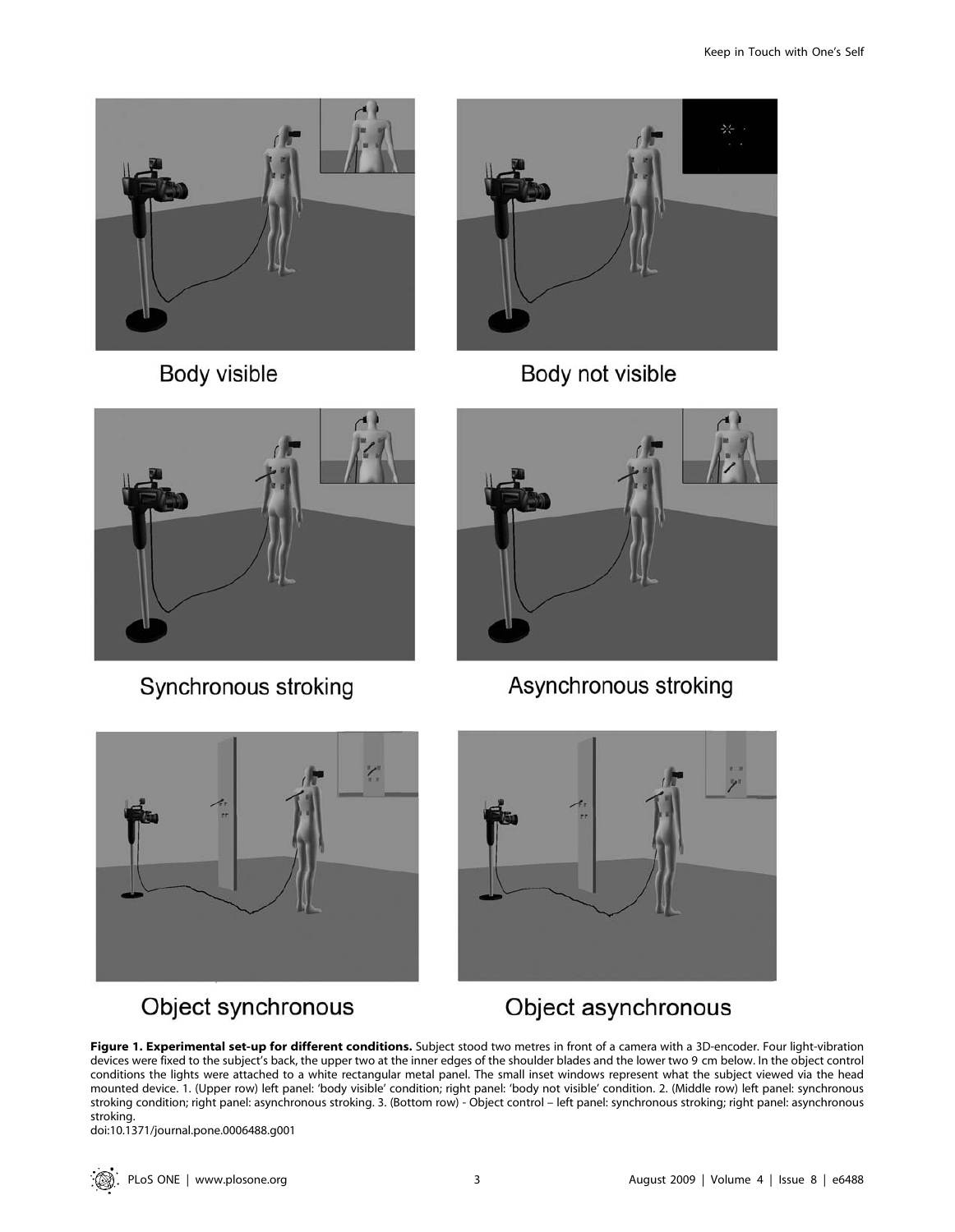Body visible

Body not visible

Synchronous stroking

Asynchronous stroking

Object synchronous

Object asynchronous

**Figure 1. Experimental set-up for different conditions.** Subject stood two metres in front of a camera with a 3D-encoder. Four light-vibration devices were fixed to the subject's back, the upper two at the inner edges of the shoulder blades and the lower two 9 cm below. In the object control conditions the lights were attached to a white rectangular metal panel. The small inset windows represent what the subject viewed via the head mounted device. 1. (Upper row) left panel: 'body visible' condition; right panel: 'body not visible' condition. 2. (Middle row) left panel: synchronous stroking condition; right panel: asynchronous stroking. 3. (Bottom row) - Object control – left panel: synchronous stroking; right panel: asynchronous stroking.

doi:10.1371/journal.pone.0006488.g001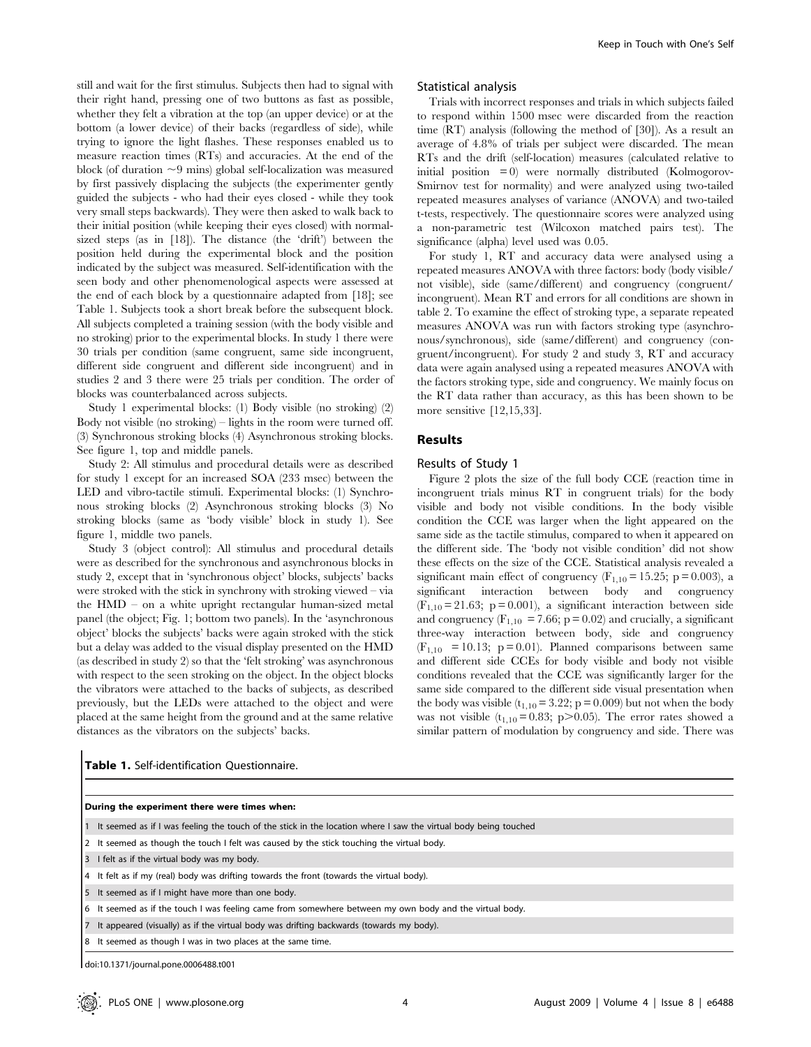still and wait for the first stimulus. Subjects then had to signal with their right hand, pressing one of two buttons as fast as possible, whether they felt a vibration at the top (an upper device) or at the bottom (a lower device) of their backs (regardless of side), while trying to ignore the light flashes. These responses enabled us to measure reaction times (RTs) and accuracies. At the end of the block (of duration ~9 mins) global self-localization was measured by first passively displacing the subjects (the experimenter gently guided the subjects - who had their eyes closed - while they took very small steps backwards). They were then asked to walk back to their initial position (while keeping their eyes closed) with normal-sized steps (as in [18]). The distance (the 'drift') between the position held during the experimental block and the position indicated by the subject was measured. Self-identification with the seen body and other phenomenological aspects were assessed at the end of each block by a questionnaire adapted from [18]; see Table 1. Subjects took a short break before the subsequent block. All subjects completed a training session (with the body visible and no stroking) prior to the experimental blocks. In study 1 there were 30 trials per condition (same congruent, same side incongruent, different side congruent and different side incongruent) and in studies 2 and 3 there were 25 trials per condition. The order of blocks was counterbalanced across subjects.

Study 1 experimental blocks: (1) Body visible (no stroking) (2) Body not visible (no stroking) – lights in the room were turned off. (3) Synchronous stroking blocks (4) Asynchronous stroking blocks. See figure 1, top and middle panels.

Study 2: All stimulus and procedural details were as described for study 1 except for an increased SOA (233 msec) between the LED and vibro-tactile stimuli. Experimental blocks: (1) Synchronous stroking blocks (2) Asynchronous stroking blocks (3) No stroking blocks (same as 'body visible' block in study 1). See figure 1, middle two panels.

Study 3 (object control): All stimulus and procedural details were as described for the synchronous and asynchronous blocks in study 2, except that in 'synchronous object' blocks, subjects' backs were stroked with the stick in synchrony with stroking viewed – via the HMD – on a white upright rectangular human-sized metal panel (the object; Fig. 1; bottom two panels). In the 'asynchronous object' blocks the subjects' backs were again stroked with the stick but a delay was added to the visual display presented on the HMD (as described in study 2) so that the 'felt stroking' was asynchronous with respect to the seen stroking on the object. In the object blocks the vibrators were attached to the backs of subjects, as described previously, but the LEDs were attached to the object and were placed at the same height from the ground and at the same relative distances as the vibrators on the subjects' backs.

### Statistical analysis

Trials with incorrect responses and trials in which subjects failed to respond within 1500 msec were discarded from the reaction time (RT) analysis (following the method of [30]). As a result an average of 4.8% of trials per subject were discarded. The mean RTs and the drift (self-location) measures (calculated relative to initial position = 0) were normally distributed (Kolmogorov-Smirnov test for normality) and were analyzed using two-tailed repeated measures analyses of variance (ANOVA) and two-tailed t-tests, respectively. The questionnaire scores were analyzed using a non-parametric test (Wilcoxon matched pairs test). The significance (alpha) level used was 0.05.

For study 1, RT and accuracy data were analysed using a repeated measures ANOVA with three factors: body (body visible/not visible), side (same/different) and congruency (congruent/incongruent). Mean RT and errors for all conditions are shown in table 2. To examine the effect of stroking type, a separate repeated measures ANOVA was run with factors stroking type (asynchronous/synchronous), side (same/different) and congruency (congruent/incongruent). For study 2 and study 3, RT and accuracy data were again analysed using a repeated measures ANOVA with the factors stroking type, side and congruency. We mainly focus on the RT data rather than accuracy, as this has been shown to be more sensitive [12,15,33].

## Results

### Results of Study 1

Figure 2 plots the size of the full body CCE (reaction time in incongruent trials minus RT in congruent trials) for the body visible and body not visible conditions. In the body visible condition the CCE was larger when the light appeared on the same side as the tactile stimulus, compared to when it appeared on the different side. The 'body not visible condition' did not show these effects on the size of the CCE. Statistical analysis revealed a significant main effect of congruency ($F_{1,10} = 15.25$; $p = 0.003$), a significant interaction between body and congruency ($F_{1,10} = 21.63$; $p = 0.001$), a significant interaction between side and congruency ($F_{1,10} = 7.66$; $p = 0.02$) and crucially, a significant three-way interaction between body, side and congruency ($F_{1,10} = 10.13$; $p = 0.01$). Planned comparisons between same and different side CCEs for body visible and body not visible conditions revealed that the CCE was significantly larger for the same side compared to the different side visual presentation when the body was visible ($t_{1,10} = 3.22$; $p = 0.009$) but not when the body was not visible ($t_{1,10} = 0.83$; $p > 0.05$). The error rates showed a similar pattern of modulation by congruency and side. There was

**Table 1.** Self-identification Questionnaire.

| | **During the experiment there were times when:** |
|---|---|
| 1 | It seemed as if I was feeling the touch of the stick in the location where I saw the virtual body being touched |
| 2 | It seemed as though the touch I felt was caused by the stick touching the virtual body. |
| 3 | I felt as if the virtual body was my body. |
| 4 | It felt as if my (real) body was drifting towards the front (towards the virtual body). |
| 5 | It seemed as if I might have more than one body. |
| 6 | It seemed as if the touch I was feeling came from somewhere between my own body and the virtual body. |
| 7 | It appeared (visually) as if the virtual body was drifting backwards (towards my body). |
| 8 | It seemed as though I was in two places at the same time. |

doi:10.1371/journal.pone.0006488.t001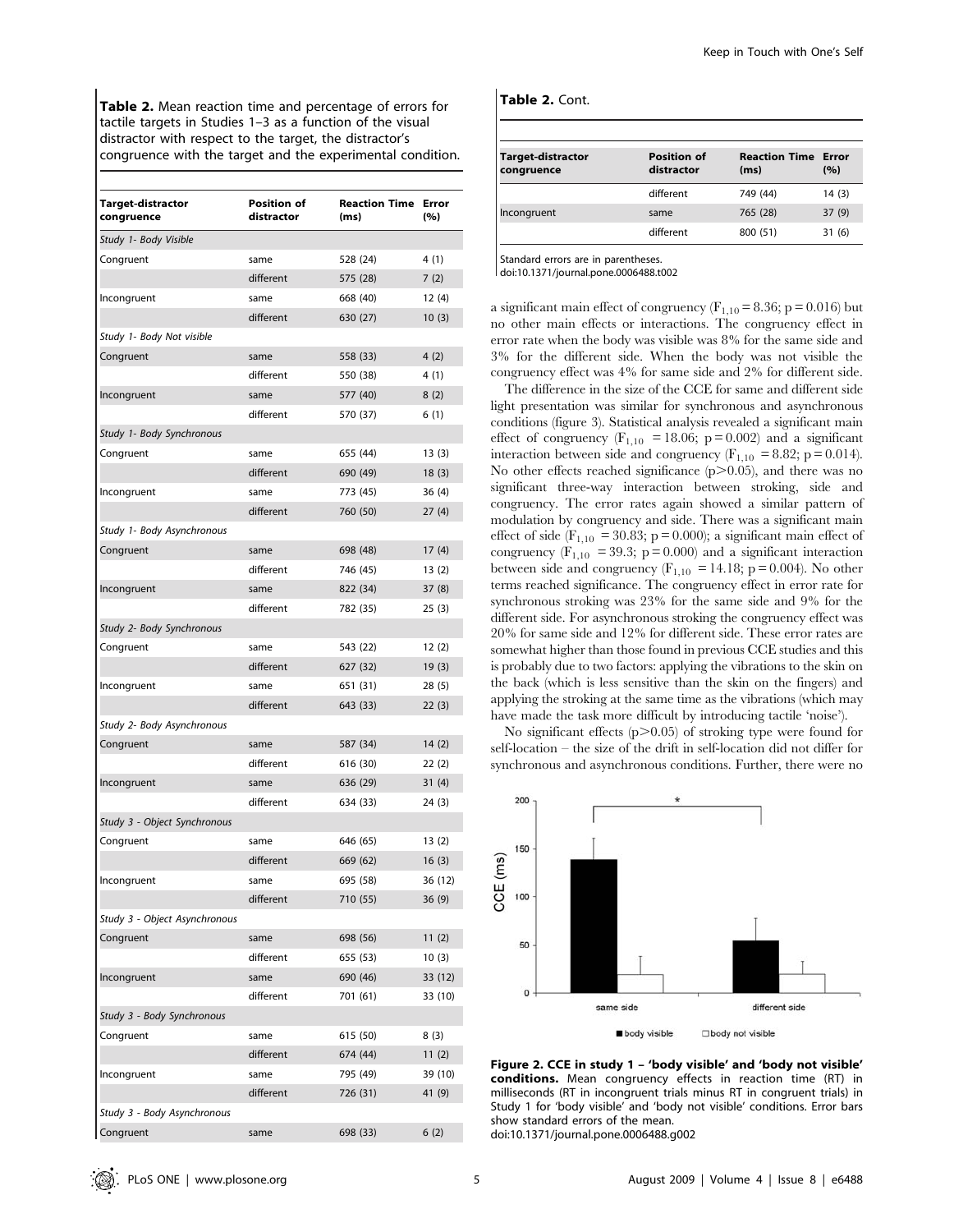**Table 2.** Mean reaction time and percentage of errors for tactile targets in Studies 1–3 as a function of the visual distractor with respect to the target, the distractor's congruence with the target and the experimental condition.

| Target-distractor congruence | Position of distractor | Reaction Time (ms) | Error (%) |
|---|---|---|---|
| *Study 1- Body Visible* | | | |
| Congruent | same | 528 (24) | 4 (1) |
| | different | 575 (28) | 7 (2) |
| Incongruent | same | 668 (40) | 12 (4) |
| | different | 630 (27) | 10 (3) |
| *Study 1- Body Not visible* | | | |
| Congruent | same | 558 (33) | 4 (2) |
| | different | 550 (38) | 4 (1) |
| Incongruent | same | 577 (40) | 8 (2) |
| | different | 570 (37) | 6 (1) |
| *Study 1- Body Synchronous* | | | |
| Congruent | same | 655 (44) | 13 (3) |
| | different | 690 (49) | 18 (3) |
| Incongruent | same | 773 (45) | 36 (4) |
| | different | 760 (50) | 27 (4) |
| *Study 1- Body Asynchronous* | | | |
| Congruent | same | 698 (48) | 17 (4) |
| | different | 746 (45) | 13 (2) |
| Incongruent | same | 822 (34) | 37 (8) |
| | different | 782 (35) | 25 (3) |
| *Study 2- Body Synchronous* | | | |
| Congruent | same | 543 (22) | 12 (2) |
| | different | 627 (32) | 19 (3) |
| Incongruent | same | 651 (31) | 28 (5) |
| | different | 643 (33) | 22 (3) |
| *Study 2- Body Asynchronous* | | | |
| Congruent | same | 587 (34) | 14 (2) |
| | different | 616 (30) | 22 (2) |
| Incongruent | same | 636 (29) | 31 (4) |
| | different | 634 (33) | 24 (3) |
| *Study 3 - Object Synchronous* | | | |
| Congruent | same | 646 (65) | 13 (2) |
| | different | 669 (62) | 16 (3) |
| Incongruent | same | 695 (58) | 36 (12) |
| | different | 710 (55) | 36 (9) |
| *Study 3 - Object Asynchronous* | | | |
| Congruent | same | 698 (56) | 11 (2) |
| | different | 655 (53) | 10 (3) |
| Incongruent | same | 690 (46) | 33 (12) |
| | different | 701 (61) | 33 (10) |
| *Study 3 - Body Synchronous* | | | |
| Congruent | same | 615 (50) | 8 (3) |
| | different | 674 (44) | 11 (2) |
| Incongruent | same | 795 (49) | 39 (10) |
| | different | 726 (31) | 41 (9) |
| *Study 3 - Body Asynchronous* | | | |
| Congruent | same | 698 (33) | 6 (2) |
| | different | 749 (44) | 14 (3) |
| Incongruent | same | 765 (28) | 37 (9) |
| | different | 800 (51) | 31 (6) |

Standard errors are in parentheses.
doi:10.1371/journal.pone.0006488.t002

a significant main effect of congruency ($F_{1,10} = 8.36$; $p = 0.016$) but no other main effects or interactions. The congruency effect in error rate when the body was visible was 8% for the same side and 3% for the different side. When the body was not visible the congruency effect was 4% for same side and 2% for different side.

The difference in the size of the CCE for same and different side light presentation was similar for synchronous and asynchronous conditions (figure 3). Statistical analysis revealed a significant main effect of congruency ($F_{1,10} = 18.06$; $p = 0.002$) and a significant interaction between side and congruency ($F_{1,10} = 8.82$; $p = 0.014$). No other effects reached significance ($p > 0.05$), and there was no significant three-way interaction between stroking, side and congruency. The error rates again showed a similar pattern of modulation by congruency and side. There was a significant main effect of side ($F_{1,10} = 30.83$; $p = 0.000$); a significant main effect of congruency ($F_{1,10} = 39.3$; $p = 0.000$) and a significant interaction between side and congruency ($F_{1,10} = 14.18$; $p = 0.004$). No other terms reached significance. The congruency effect in error rate for synchronous stroking was 23% for the same side and 9% for the different side. For asynchronous stroking the congruency effect was 20% for same side and 12% for different side. These error rates are somewhat higher than those found in previous CCE studies and this is probably due to two factors: applying the vibrations to the skin on the back (which is less sensitive than the skin on the fingers) and applying the stroking at the same time as the vibrations (which may have made the task more difficult by introducing tactile 'noise').

No significant effects ($p > 0.05$) of stroking type were found for self-location – the size of the drift in self-location did not differ for synchronous and asynchronous conditions. Further, there were no

**Figure 2. CCE in study 1 – 'body visible' and 'body not visible' conditions.** Mean congruency effects in reaction time (RT) in milliseconds (RT in incongruent trials minus RT in congruent trials) in Study 1 for 'body visible' and 'body not visible' conditions. Error bars show standard errors of the mean.
doi:10.1371/journal.pone.0006488.g002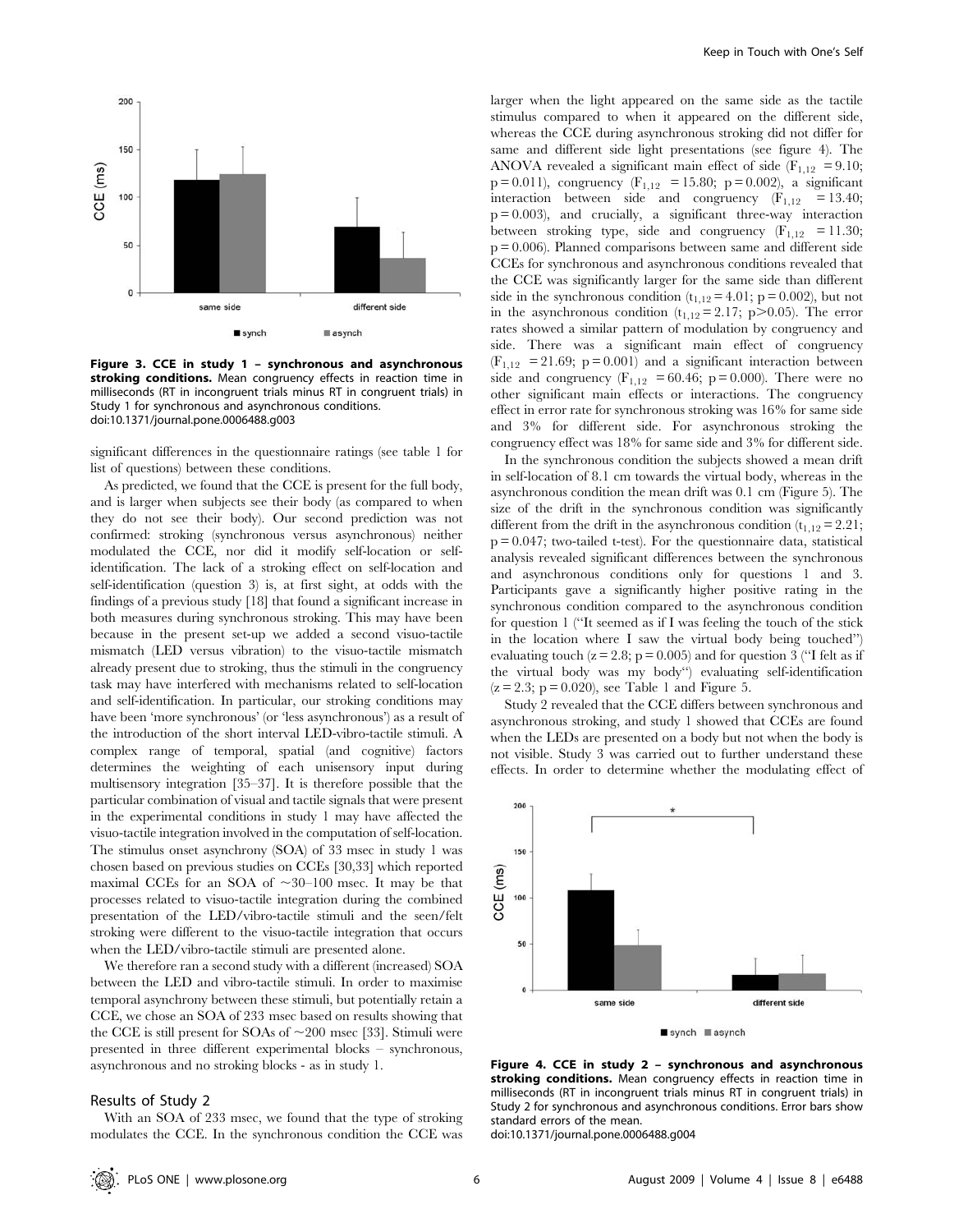Figure 3. CCE in study 1 – synchronous and asynchronous stroking conditions. Mean congruency effects in reaction time in milliseconds (RT in incongruent trials minus RT in congruent trials) in Study 1 for synchronous and asynchronous conditions.
doi:10.1371/journal.pone.0006488.g003

significant differences in the questionnaire ratings (see table 1 for list of questions) between these conditions.

As predicted, we found that the CCE is present for the full body, and is larger when subjects see their body (as compared to when they do not see their body). Our second prediction was not confirmed: stroking (synchronous versus asynchronous) neither modulated the CCE, nor did it modify self-location or self-identification. The lack of a stroking effect on self-location and self-identification (question 3) is, at first sight, at odds with the findings of a previous study [18] that found a significant increase in both measures during synchronous stroking. This may have been because in the present set-up we added a second visuo-tactile mismatch (LED versus vibration) to the visuo-tactile mismatch already present due to stroking, thus the stimuli in the congruency task may have interfered with mechanisms related to self-location and self-identification. In particular, our stroking conditions may have been 'more synchronous' (or 'less asynchronous') as a result of the introduction of the short interval LED-vibro-tactile stimuli. A complex range of temporal, spatial (and cognitive) factors determines the weighting of each unisensory input during multisensory integration [35–37]. It is therefore possible that the particular combination of visual and tactile signals that were present in the experimental conditions in study 1 may have affected the visuo-tactile integration involved in the computation of self-location. The stimulus onset asynchrony (SOA) of 33 msec in study 1 was chosen based on previous studies on CCEs [30,33] which reported maximal CCEs for an SOA of ~30–100 msec. It may be that processes related to visuo-tactile integration during the combined presentation of the LED/vibro-tactile stimuli and the seen/felt stroking were different to the visuo-tactile integration that occurs when the LED/vibro-tactile stimuli are presented alone.

We therefore ran a second study with a different (increased) SOA between the LED and vibro-tactile stimuli. In order to maximise temporal asynchrony between these stimuli, but potentially retain a CCE, we chose an SOA of 233 msec based on results showing that the CCE is still present for SOAs of ~200 msec [33]. Stimuli were presented in three different experimental blocks – synchronous, asynchronous and no stroking blocks - as in study 1.

## Results of Study 2

With an SOA of 233 msec, we found that the type of stroking modulates the CCE. In the synchronous condition the CCE was larger when the light appeared on the same side as the tactile stimulus compared to when it appeared on the different side, whereas the CCE during asynchronous stroking did not differ for same and different side light presentations (see figure 4). The ANOVA revealed a significant main effect of side ($F_{1,12} = 9.10$; $p = 0.011$), congruency ($F_{1,12} = 15.80$; $p = 0.002$), a significant interaction between side and congruency ($F_{1,12} = 13.40$; $p = 0.003$), and crucially, a significant three-way interaction between stroking type, side and congruency ($F_{1,12} = 11.30$; $p = 0.006$). Planned comparisons between same and different side CCEs for synchronous and asynchronous conditions revealed that the CCE was significantly larger for the same side than different side in the synchronous condition ($t_{1,12} = 4.01$; $p = 0.002$), but not in the asynchronous condition ($t_{1,12} = 2.17$; $p > 0.05$). The error rates showed a similar pattern of modulation by congruency and side. There was a significant main effect of congruency ($F_{1,12} = 21.69$; $p = 0.001$) and a significant interaction between side and congruency ($F_{1,12} = 60.46$; $p = 0.000$). There were no other significant main effects or interactions. The congruency effect in error rate for synchronous stroking was 16% for same side and 3% for different side. For asynchronous stroking the congruency effect was 18% for same side and 3% for different side.

In the synchronous condition the subjects showed a mean drift in self-location of 8.1 cm towards the virtual body, whereas in the asynchronous condition the mean drift was 0.1 cm (Figure 5). The size of the drift in the synchronous condition was significantly different from the drift in the asynchronous condition ($t_{1,12} = 2.21$; $p = 0.047$; two-tailed t-test). For the questionnaire data, statistical analysis revealed significant differences between the synchronous and asynchronous conditions only for questions 1 and 3. Participants gave a significantly higher positive rating in the synchronous condition compared to the asynchronous condition for question 1 ("It seemed as if I was feeling the touch of the stick in the location where I saw the virtual body being touched") evaluating touch ($z = 2.8$; $p = 0.005$) and for question 3 ("I felt as if the virtual body was my body") evaluating self-identification ($z = 2.3$; $p = 0.020$), see Table 1 and Figure 5.

Study 2 revealed that the CCE differs between synchronous and asynchronous stroking, and study 1 showed that CCEs are found when the LEDs are presented on a body but not when the body is not visible. Study 3 was carried out to further understand these effects. In order to determine whether the modulating effect of

Figure 4. CCE in study 2 – synchronous and asynchronous stroking conditions. Mean congruency effects in reaction time in milliseconds (RT in incongruent trials minus RT in congruent trials) in Study 2 for synchronous and asynchronous conditions. Error bars show standard errors of the mean.
doi:10.1371/journal.pone.0006488.g004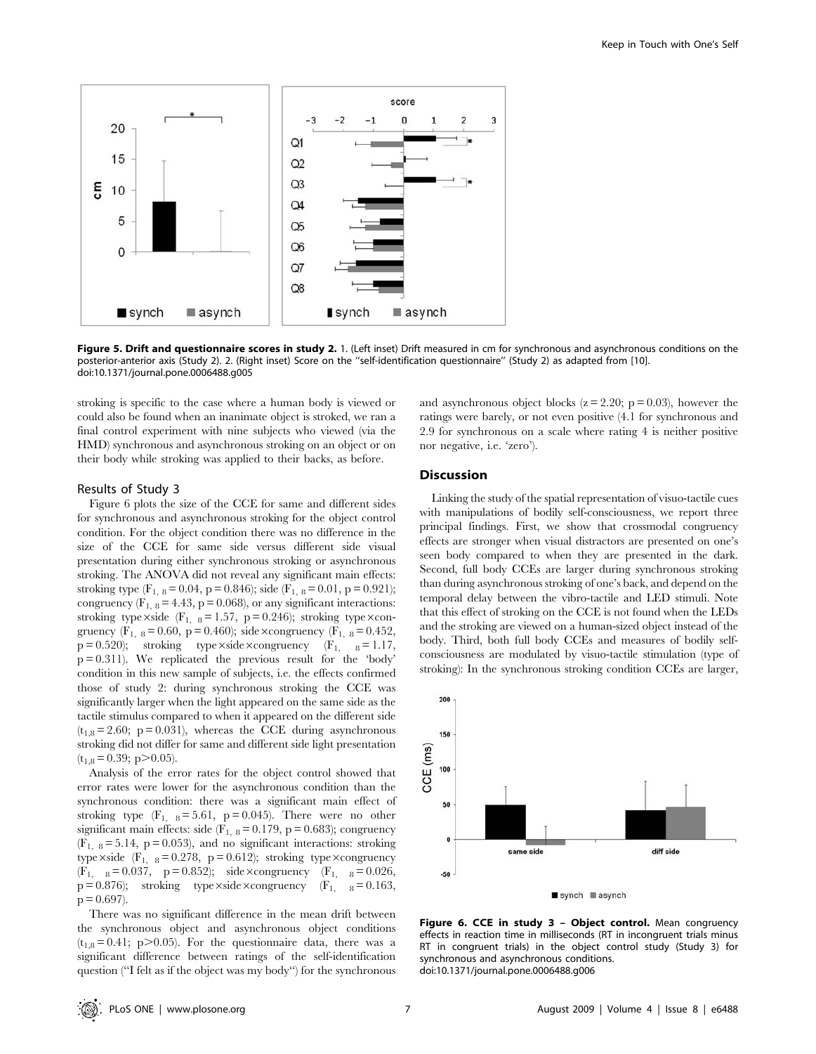Figure 5. Drift and questionnaire scores in study 2. 1. (Left inset) Drift measured in cm for synchronous and asynchronous conditions on the posterior-anterior axis (Study 2). 2. (Right inset) Score on the "self-identification questionnaire" (Study 2) as adapted from [10]. doi:10.1371/journal.pone.0006488.g005

stroking is specific to the case where a human body is viewed or could also be found when an inanimate object is stroked, we ran a final control experiment with nine subjects who viewed (via the HMD) synchronous and asynchronous stroking on an object or on their body while stroking was applied to their backs, as before.

### Results of Study 3

Figure 6 plots the size of the CCE for same and different sides for synchronous and asynchronous stroking for the object control condition. For the object condition there was no difference in the size of the CCE for same side versus different side visual presentation during either synchronous stroking or asynchronous stroking. The ANOVA did not reveal any significant main effects: stroking type ($F_{1,8} = 0.04$, $p = 0.846$); side ($F_{1,8} = 0.01$, $p = 0.921$); congruency ($F_{1,8} = 4.43$, $p = 0.068$), or any significant interactions: stroking type×side ($F_{1,8} = 1.57$, $p = 0.246$); stroking type×congruency ($F_{1,8} = 0.60$, $p = 0.460$); side×congruency ($F_{1,8} = 0.452$, $p = 0.520$); stroking type×side×congruency ($F_{1,8} = 1.17$, $p = 0.311$). We replicated the previous result for the 'body' condition in this new sample of subjects, i.e. the effects confirmed those of study 2: during synchronous stroking the CCE was significantly larger when the light appeared on the same side as the tactile stimulus compared to when it appeared on the different side ($t_{1,8} = 2.60$; $p = 0.031$), whereas the CCE during asynchronous stroking did not differ for same and different side light presentation ($t_{1,8} = 0.39$; $p > 0.05$).

Analysis of the error rates for the object control showed that error rates were lower for the asynchronous condition than the synchronous condition: there was a significant main effect of stroking type ($F_{1,8} = 5.61$, $p = 0.045$). There were no other significant main effects: side ($F_{1,8} = 0.179$, $p = 0.683$); congruency ($F_{1,8} = 5.14$, $p = 0.053$), and no significant interactions: stroking type×side ($F_{1,8} = 0.278$, $p = 0.612$); stroking type×congruency ($F_{1,8} = 0.037$, $p = 0.852$); side×congruency ($F_{1,8} = 0.026$, $p = 0.876$); stroking type×side×congruency ($F_{1,8} = 0.163$, $p = 0.697$).

There was no significant difference in the mean drift between the synchronous object and asynchronous object conditions ($t_{1,8} = 0.41$; $p > 0.05$). For the questionnaire data, there was a significant difference between ratings of the self-identification question ("I felt as if the object was my body") for the synchronous and asynchronous object blocks ($z = 2.20$; $p = 0.03$), however the ratings were barely, or not even positive (4.1 for synchronous and 2.9 for synchronous on a scale where rating 4 is neither positive nor negative, i.e. 'zero').

## Discussion

Linking the study of the spatial representation of visuo-tactile cues with manipulations of bodily self-consciousness, we report three principal findings. First, we show that crossmodal congruency effects are stronger when visual distractors are presented on one's seen body compared to when they are presented in the dark. Second, full body CCEs are larger during synchronous stroking than during asynchronous stroking of one's back, and depend on the temporal delay between the vibro-tactile and LED stimuli. Note that this effect of stroking on the CCE is not found when the LEDs and the stroking are viewed on a human-sized object instead of the body. Third, both full body CCEs and measures of bodily self-consciousness are modulated by visuo-tactile stimulation (type of stroking): In the synchronous stroking condition CCEs are larger,

Figure 6. CCE in study 3 – Object control. Mean congruency effects in reaction time in milliseconds (RT in incongruent trials minus RT in congruent trials) in the object control study (Study 3) for synchronous and asynchronous conditions. doi:10.1371/journal.pone.0006488.g006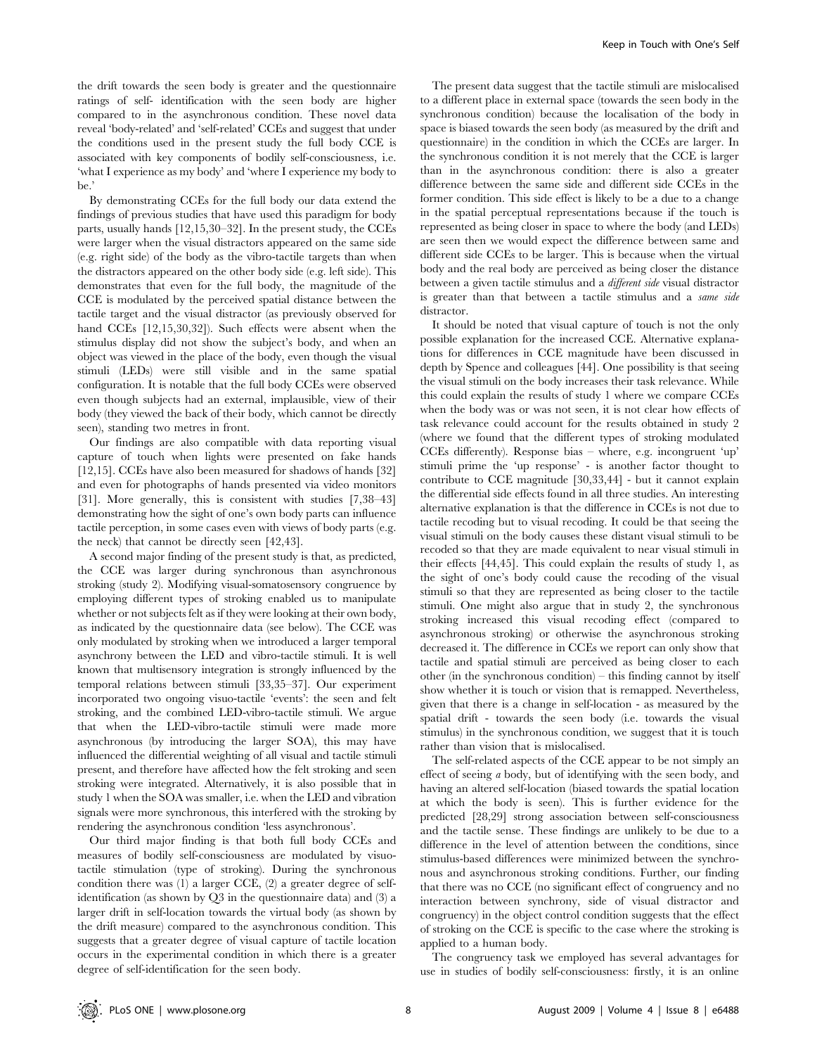the drift towards the seen body is greater and the questionnaire ratings of self- identification with the seen body are higher compared to in the asynchronous condition. These novel data reveal 'body-related' and 'self-related' CCEs and suggest that under the conditions used in the present study the full body CCE is associated with key components of bodily self-consciousness, i.e. 'what I experience as my body' and 'where I experience my body to be.'

By demonstrating CCEs for the full body our data extend the findings of previous studies that have used this paradigm for body parts, usually hands [12,15,30–32]. In the present study, the CCEs were larger when the visual distractors appeared on the same side (e.g. right side) of the body as the vibro-tactile targets than when the distractors appeared on the other body side (e.g. left side). This demonstrates that even for the full body, the magnitude of the CCE is modulated by the perceived spatial distance between the tactile target and the visual distractor (as previously observed for hand CCEs [12,15,30,32]). Such effects were absent when the stimulus display did not show the subject's body, and when an object was viewed in the place of the body, even though the visual stimuli (LEDs) were still visible and in the same spatial configuration. It is notable that the full body CCEs were observed even though subjects had an external, implausible, view of their body (they viewed the back of their body, which cannot be directly seen), standing two metres in front.

Our findings are also compatible with data reporting visual capture of touch when lights were presented on fake hands [12,15]. CCEs have also been measured for shadows of hands [32] and even for photographs of hands presented via video monitors [31]. More generally, this is consistent with studies [7,38–43] demonstrating how the sight of one's own body parts can influence tactile perception, in some cases even with views of body parts (e.g. the neck) that cannot be directly seen [42,43].

A second major finding of the present study is that, as predicted, the CCE was larger during synchronous than asynchronous stroking (study 2). Modifying visual-somatosensory congruence by employing different types of stroking enabled us to manipulate whether or not subjects felt as if they were looking at their own body, as indicated by the questionnaire data (see below). The CCE was only modulated by stroking when we introduced a larger temporal asynchrony between the LED and vibro-tactile stimuli. It is well known that multisensory integration is strongly influenced by the temporal relations between stimuli [33,35–37]. Our experiment incorporated two ongoing visuo-tactile 'events': the seen and felt stroking, and the combined LED-vibro-tactile stimuli. We argue that when the LED-vibro-tactile stimuli were made more asynchronous (by introducing the larger SOA), this may have influenced the differential weighting of all visual and tactile stimuli present, and therefore have affected how the felt stroking and seen stroking were integrated. Alternatively, it is also possible that in study 1 when the SOA was smaller, i.e. when the LED and vibration signals were more synchronous, this interfered with the stroking by rendering the asynchronous condition 'less asynchronous'.

Our third major finding is that both full body CCEs and measures of bodily self-consciousness are modulated by visuo-tactile stimulation (type of stroking). During the synchronous condition there was (1) a larger CCE, (2) a greater degree of self-identification (as shown by Q3 in the questionnaire data) and (3) a larger drift in self-location towards the virtual body (as shown by the drift measure) compared to the asynchronous condition. This suggests that a greater degree of visual capture of tactile location occurs in the experimental condition in which there is a greater degree of self-identification for the seen body.

The present data suggest that the tactile stimuli are mislocalised to a different place in external space (towards the seen body in the synchronous condition) because the localisation of the body in space is biased towards the seen body (as measured by the drift and questionnaire) in the condition in which the CCEs are larger. In the synchronous condition it is not merely that the CCE is larger than in the asynchronous condition: there is also a greater difference between the same side and different side CCEs in the former condition. This side effect is likely to be a due to a change in the spatial perceptual representations because if the touch is represented as being closer in space to where the body (and LEDs) are seen then we would expect the difference between same and different side CCEs to be larger. This is because when the virtual body and the real body are perceived as being closer the distance between a given tactile stimulus and a *different side* visual distractor is greater than that between a tactile stimulus and a *same side* distractor.

It should be noted that visual capture of touch is not the only possible explanation for the increased CCE. Alternative explanations for differences in CCE magnitude have been discussed in depth by Spence and colleagues [44]. One possibility is that seeing the visual stimuli on the body increases their task relevance. While this could explain the results of study 1 where we compare CCEs when the body was or was not seen, it is not clear how effects of task relevance could account for the results obtained in study 2 (where we found that the different types of stroking modulated CCEs differently). Response bias – where, e.g. incongruent 'up' stimuli prime the 'up response' - is another factor thought to contribute to CCE magnitude [30,33,44] - but it cannot explain the differential side effects found in all three studies. An interesting alternative explanation is that the difference in CCEs is not due to tactile recoding but to visual recoding. It could be that seeing the visual stimuli on the body causes these distant visual stimuli to be recoded so that they are made equivalent to near visual stimuli in their effects [44,45]. This could explain the results of study 1, as the sight of one's body could cause the recoding of the visual stimuli so that they are represented as being closer to the tactile stimuli. One might also argue that in study 2, the synchronous stroking increased this visual recoding effect (compared to asynchronous stroking) or otherwise the asynchronous stroking decreased it. The difference in CCEs we report can only show that tactile and spatial stimuli are perceived as being closer to each other (in the synchronous condition) – this finding cannot by itself show whether it is touch or vision that is remapped. Nevertheless, given that there is a change in self-location - as measured by the spatial drift - towards the seen body (i.e. towards the visual stimulus) in the synchronous condition, we suggest that it is touch rather than vision that is mislocalised.

The self-related aspects of the CCE appear to be not simply an effect of seeing *a* body, but of identifying with the seen body, and having an altered self-location (biased towards the spatial location at which the body is seen). This is further evidence for the predicted [28,29] strong association between self-consciousness and the tactile sense. These findings are unlikely to be due to a difference in the level of attention between the conditions, since stimulus-based differences were minimized between the synchronous and asynchronous stroking conditions. Further, our finding that there was no CCE (no significant effect of congruency and no interaction between synchrony, side of visual distractor and congruency) in the object control condition suggests that the effect of stroking on the CCE is specific to the case where the stroking is applied to a human body.

The congruency task we employed has several advantages for use in studies of bodily self-consciousness: firstly, it is an online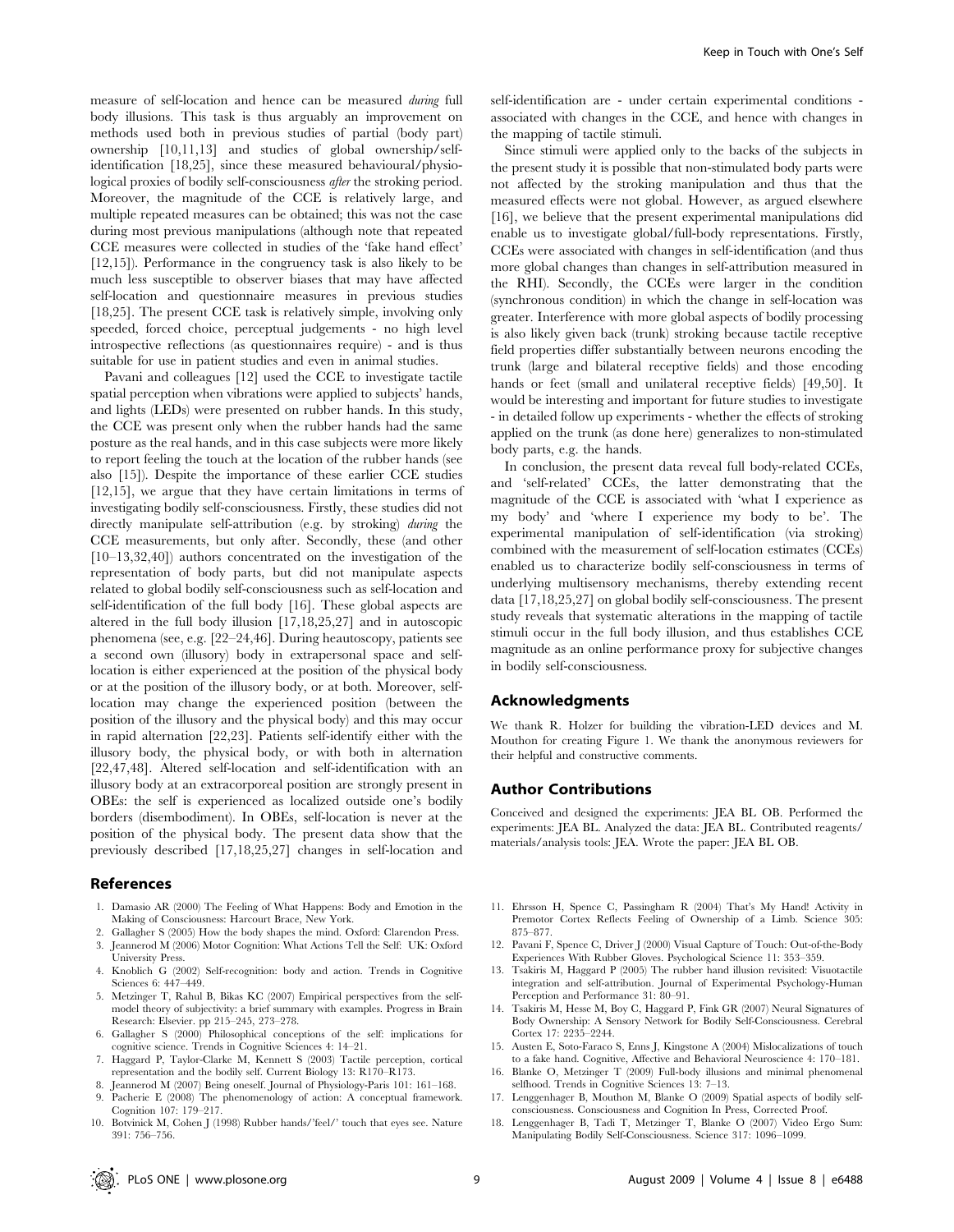measure of self-location and hence can be measured *during* full body illusions. This task is thus arguably an improvement on methods used both in previous studies of partial (body part) ownership [10,11,13] and studies of global ownership/self-identification [18,25], since these measured behavioural/physiological proxies of bodily self-consciousness *after* the stroking period. Moreover, the magnitude of the CCE is relatively large, and multiple repeated measures can be obtained; this was not the case during most previous manipulations (although note that repeated CCE measures were collected in studies of the 'fake hand effect' [12,15]). Performance in the congruency task is also likely to be much less susceptible to observer biases that may have affected self-location and questionnaire measures in previous studies [18,25]. The present CCE task is relatively simple, involving only speeded, forced choice, perceptual judgements - no high level introspective reflections (as questionnaires require) - and is thus suitable for use in patient studies and even in animal studies.

Pavani and colleagues [12] used the CCE to investigate tactile spatial perception when vibrations were applied to subjects' hands, and lights (LEDs) were presented on rubber hands. In this study, the CCE was present only when the rubber hands had the same posture as the real hands, and in this case subjects were more likely to report feeling the touch at the location of the rubber hands (see also [15]). Despite the importance of these earlier CCE studies [12,15], we argue that they have certain limitations in terms of investigating bodily self-consciousness. Firstly, these studies did not directly manipulate self-attribution (e.g. by stroking) *during* the CCE measurements, but only after. Secondly, these (and other [10–13,32,40]) authors concentrated on the investigation of the representation of body parts, but did not manipulate aspects related to global bodily self-consciousness such as self-location and self-identification of the full body [16]. These global aspects are altered in the full body illusion [17,18,25,27] and in autoscopic phenomena (see, e.g. [22–24,46]. During heautoscopy, patients see a second own (illusory) body in extrapersonal space and self-location is either experienced at the position of the physical body or at the position of the illusory body, or at both. Moreover, self-location may change the experienced position (between the position of the illusory and the physical body) and this may occur in rapid alternation [22,23]. Patients self-identify either with the illusory body, the physical body, or with both in alternation [22,47,48]. Altered self-location and self-identification with an illusory body at an extracorporeal position are strongly present in OBEs: the self is experienced as localized outside one's bodily borders (disembodiment). In OBEs, self-location is never at the position of the physical body. The present data show that the previously described [17,18,25,27] changes in self-location and self-identification are - under certain experimental conditions - associated with changes in the CCE, and hence with changes in the mapping of tactile stimuli.

Since stimuli were applied only to the backs of the subjects in the present study it is possible that non-stimulated body parts were not affected by the stroking manipulation and thus that the measured effects were not global. However, as argued elsewhere [16], we believe that the present experimental manipulations did enable us to investigate global/full-body representations. Firstly, CCEs were associated with changes in self-identification (and thus more global changes than changes in self-attribution measured in the RHI). Secondly, the CCEs were larger in the condition (synchronous condition) in which the change in self-location was greater. Interference with more global aspects of bodily processing is also likely given back (trunk) stroking because tactile receptive field properties differ substantially between neurons encoding the trunk (large and bilateral receptive fields) and those encoding hands or feet (small and unilateral receptive fields) [49,50]. It would be interesting and important for future studies to investigate - in detailed follow up experiments - whether the effects of stroking applied on the trunk (as done here) generalizes to non-stimulated body parts, e.g. the hands.

In conclusion, the present data reveal full body-related CCEs, and 'self-related' CCEs, the latter demonstrating that the magnitude of the CCE is associated with 'what I experience as my body' and 'where I experience my body to be'. The experimental manipulation of self-identification (via stroking) combined with the measurement of self-location estimates (CCEs) enabled us to characterize bodily self-consciousness in terms of underlying multisensory mechanisms, thereby extending recent data [17,18,25,27] on global bodily self-consciousness. The present study reveals that systematic alterations in the mapping of tactile stimuli occur in the full body illusion, and thus establishes CCE magnitude as an online performance proxy for subjective changes in bodily self-consciousness.

## Acknowledgments

We thank R. Holzer for building the vibration-LED devices and M. Mouthon for creating Figure 1. We thank the anonymous reviewers for their helpful and constructive comments.

## Author Contributions

Conceived and designed the experiments: JEA BL OB. Performed the experiments: JEA BL. Analyzed the data: JEA BL. Contributed reagents/materials/analysis tools: JEA. Wrote the paper: JEA BL OB.

## References

1. Damasio AR (2000) The Feeling of What Happens: Body and Emotion in the Making of Consciousness: Harcourt Brace, New York.
2. Gallagher S (2005) How the body shapes the mind. Oxford: Clarendon Press.
3. Jeannerod M (2006) Motor Cognition: What Actions Tell the Self: UK: Oxford University Press.
4. Knoblich G (2002) Self-recognition: body and action. Trends in Cognitive Sciences 6: 447–449.
5. Metzinger T, Rahul B, Bikas KC (2007) Empirical perspectives from the self-model theory of subjectivity: a brief summary with examples. Progress in Brain Research: Elsevier. pp 215–245, 273–278.
6. Gallagher S (2000) Philosophical conceptions of the self: implications for cognitive science. Trends in Cognitive Sciences 4: 14–21.
7. Haggard P, Taylor-Clarke M, Kennett S (2003) Tactile perception, cortical representation and the bodily self. Current Biology 13: R170–R173.
8. Jeannerod M (2007) Being oneself. Journal of Physiology-Paris 101: 161–168.
9. Pacherie E (2008) The phenomenology of action: A conceptual framework. Cognition 107: 179–217.
10. Botvinick M, Cohen J (1998) Rubber hands/'feel/' touch that eyes see. Nature 391: 756–756.
11. Ehrsson H, Spence C, Passingham R (2004) That's My Hand! Activity in Premotor Cortex Reflects Feeling of Ownership of a Limb. Science 305: 875–877.
12. Pavani F, Spence C, Driver J (2000) Visual Capture of Touch: Out-of-the-Body Experiences With Rubber Gloves. Psychological Science 11: 353–359.
13. Tsakiris M, Haggard P (2005) The rubber hand illusion revisited: Visuotactile integration and self-attribution. Journal of Experimental Psychology-Human Perception and Performance 31: 80–91.
14. Tsakiris M, Hesse M, Boy C, Haggard P, Fink GR (2007) Neural Signatures of Body Ownership: A Sensory Network for Bodily Self-Consciousness. Cerebral Cortex 17: 2235–2244.
15. Austen E, Soto-Faraco S, Enns J, Kingstone A (2004) Mislocalizations of touch to a fake hand. Cognitive, Affective and Behavioral Neuroscience 4: 170–181.
16. Blanke O, Metzinger T (2009) Full-body illusions and minimal phenomenal selfhood. Trends in Cognitive Sciences 13: 7–13.
17. Lenggenhager B, Mouthon M, Blanke O (2009) Spatial aspects of bodily self-consciousness. Consciousness and Cognition In Press, Corrected Proof.
18. Lenggenhager B, Tadi T, Metzinger T, Blanke O (2007) Video Ergo Sum: Manipulating Bodily Self-Consciousness. Science 317: 1096–1099.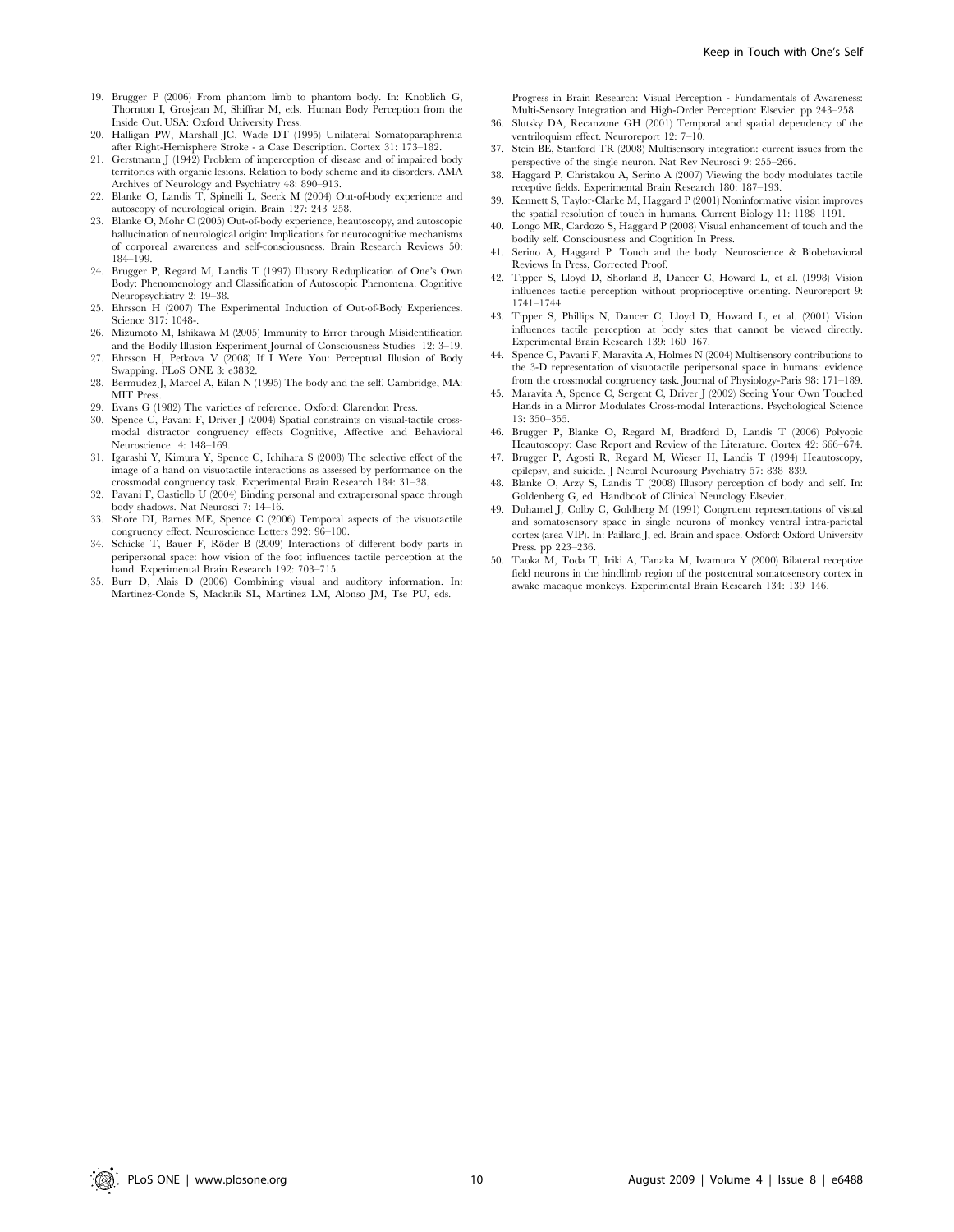19. Brugger P (2006) From phantom limb to phantom body. In: Knoblich G, Thornton I, Grosjean M, Shiffrar M, eds. Human Body Perception from the Inside Out. USA: Oxford University Press.
20. Halligan PW, Marshall JC, Wade DT (1995) Unilateral Somatoparaphrenia after Right-Hemisphere Stroke - a Case Description. Cortex 31: 173–182.
21. Gerstmann J (1942) Problem of imperception of disease and of impaired body territories with organic lesions. Relation to body scheme and its disorders. AMA Archives of Neurology and Psychiatry 48: 890–913.
22. Blanke O, Landis T, Spinelli L, Seeck M (2004) Out-of-body experience and autoscopy of neurological origin. Brain 127: 243–258.
23. Blanke O, Mohr C (2005) Out-of-body experience, heautoscopy, and autoscopic hallucination of neurological origin: Implications for neurocognitive mechanisms of corporeal awareness and self-consciousness. Brain Research Reviews 50: 184–199.
24. Brugger P, Regard M, Landis T (1997) Illusory Reduplication of One's Own Body: Phenomenology and Classification of Autoscopic Phenomena. Cognitive Neuropsychiatry 2: 19–38.
25. Ehrsson H (2007) The Experimental Induction of Out-of-Body Experiences. Science 317: 1048-.
26. Mizumoto M, Ishikawa M (2005) Immunity to Error through Misidentification and the Bodily Illusion Experiment Journal of Consciousness Studies 12: 3–19.
27. Ehrsson H, Petkova V (2008) If I Were You: Perceptual Illusion of Body Swapping. PLoS ONE 3: e3832.
28. Bermudez J, Marcel A, Eilan N (1995) The body and the self. Cambridge, MA: MIT Press.
29. Evans G (1982) The varieties of reference. Oxford: Clarendon Press.
30. Spence C, Pavani F, Driver J (2004) Spatial constraints on visual-tactile cross-modal distractor congruency effects Cognitive, Affective and Behavioral Neuroscience 4: 148–169.
31. Igarashi Y, Kimura Y, Spence C, Ichihara S (2008) The selective effect of the image of a hand on visuotactile interactions as assessed by performance on the crossmodal congruency task. Experimental Brain Research 184: 31–38.
32. Pavani F, Castiello U (2004) Binding personal and extrapersonal space through body shadows. Nat Neurosci 7: 14–16.
33. Shore DI, Barnes ME, Spence C (2006) Temporal aspects of the visuotactile congruency effect. Neuroscience Letters 392: 96–100.
34. Schicke T, Bauer F, Röder B (2009) Interactions of different body parts in peripersonal space: how vision of the foot influences tactile perception at the hand. Experimental Brain Research 192: 703–715.
35. Burr D, Alais D (2006) Combining visual and auditory information. In: Martinez-Conde S, Macknik SL, Martinez LM, Alonso JM, Tse PU, eds. Progress in Brain Research: Visual Perception - Fundamentals of Awareness: Multi-Sensory Integration and High-Order Perception: Elsevier. pp 243–258.
36. Slutsky DA, Recanzone GH (2001) Temporal and spatial dependency of the ventriloquism effect. Neuroreport 12: 7–10.
37. Stein BE, Stanford TR (2008) Multisensory integration: current issues from the perspective of the single neuron. Nat Rev Neurosci 9: 255–266.
38. Haggard P, Christakou A, Serino A (2007) Viewing the body modulates tactile receptive fields. Experimental Brain Research 180: 187–193.
39. Kennett S, Taylor-Clarke M, Haggard P (2001) Noninformative vision improves the spatial resolution of touch in humans. Current Biology 11: 1188–1191.
40. Longo MR, Cardozo S, Haggard P (2008) Visual enhancement of touch and the bodily self. Consciousness and Cognition In Press.
41. Serino A, Haggard P Touch and the body. Neuroscience & Biobehavioral Reviews In Press, Corrected Proof.
42. Tipper S, Lloyd D, Shorland B, Dancer C, Howard L, et al. (1998) Vision influences tactile perception without proprioceptive orienting. Neuroreport 9: 1741–1744.
43. Tipper S, Phillips N, Dancer C, Lloyd D, Howard L, et al. (2001) Vision influences tactile perception at body sites that cannot be viewed directly. Experimental Brain Research 139: 160–167.
44. Spence C, Pavani F, Maravita A, Holmes N (2004) Multisensory contributions to the 3-D representation of visuotactile peripersonal space in humans: evidence from the crossmodal congruency task. Journal of Physiology-Paris 98: 171–189.
45. Maravita A, Spence C, Sergent C, Driver J (2002) Seeing Your Own Touched Hands in a Mirror Modulates Cross-modal Interactions. Psychological Science 13: 350–355.
46. Brugger P, Blanke O, Regard M, Bradford D, Landis T (2006) Polyopic Heautoscopy: Case Report and Review of the Literature. Cortex 42: 666–674.
47. Brugger P, Agosti R, Regard M, Wieser H, Landis T (1994) Heautoscopy, epilepsy, and suicide. J Neurol Neurosurg Psychiatry 57: 838–839.
48. Blanke O, Arzy S, Landis T (2008) Illusory perception of body and self. In: Goldenberg G, ed. Handbook of Clinical Neurology Elsevier.
49. Duhamel J, Colby C, Goldberg M (1991) Congruent representations of visual and somatosensory space in single neurons of monkey ventral intra-parietal cortex (area VIP). In: Paillard J, ed. Brain and space. Oxford: Oxford University Press. pp 223–236.
50. Taoka M, Toda T, Iriki A, Tanaka M, Iwamura Y (2000) Bilateral receptive field neurons in the hindlimb region of the postcentral somatosensory cortex in awake macaque monkeys. Experimental Brain Research 134: 139–146.